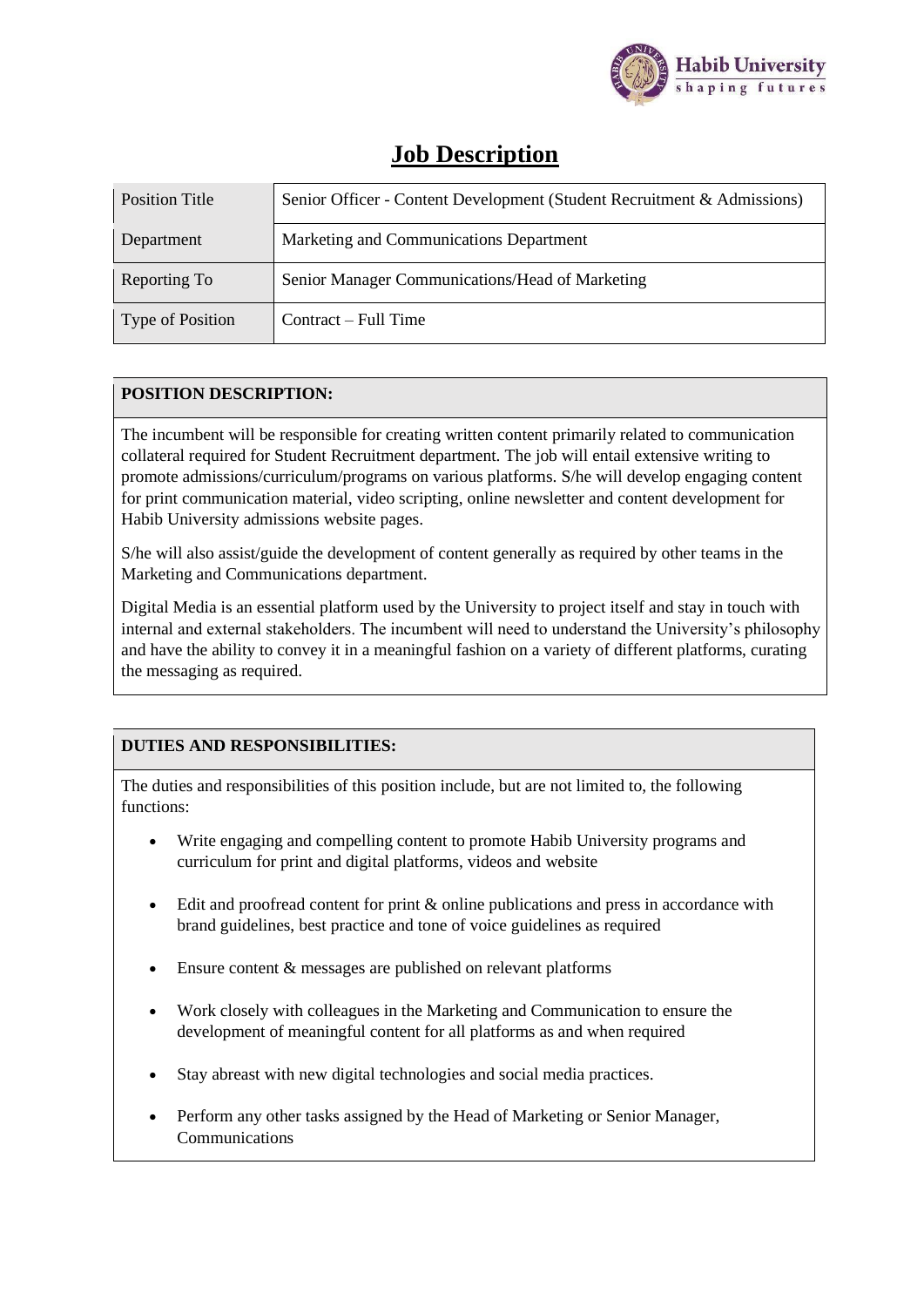# Job Description

| Position Title | Senior Officer - Content Development (Student Recruitment & Admissions) |
|---|---|
| Department | Marketing and Communications Department |
| Reporting To | Senior Manager Communications/Head of Marketing |
| Type of Position | Contract – Full Time |

## POSITION DESCRIPTION:

The incumbent will be responsible for creating written content primarily related to communication collateral required for Student Recruitment department. The job will entail extensive writing to promote admissions/curriculum/programs on various platforms. S/he will develop engaging content for print communication material, video scripting, online newsletter and content development for Habib University admissions website pages.

S/he will also assist/guide the development of content generally as required by other teams in the Marketing and Communications department.

Digital Media is an essential platform used by the University to project itself and stay in touch with internal and external stakeholders. The incumbent will need to understand the University's philosophy and have the ability to convey it in a meaningful fashion on a variety of different platforms, curating the messaging as required.

## DUTIES AND RESPONSIBILITIES:

The duties and responsibilities of this position include, but are not limited to, the following functions:

- Write engaging and compelling content to promote Habib University programs and curriculum for print and digital platforms, videos and website
- Edit and proofread content for print & online publications and press in accordance with brand guidelines, best practice and tone of voice guidelines as required
- Ensure content & messages are published on relevant platforms
- Work closely with colleagues in the Marketing and Communication to ensure the development of meaningful content for all platforms as and when required
- Stay abreast with new digital technologies and social media practices.
- Perform any other tasks assigned by the Head of Marketing or Senior Manager, Communications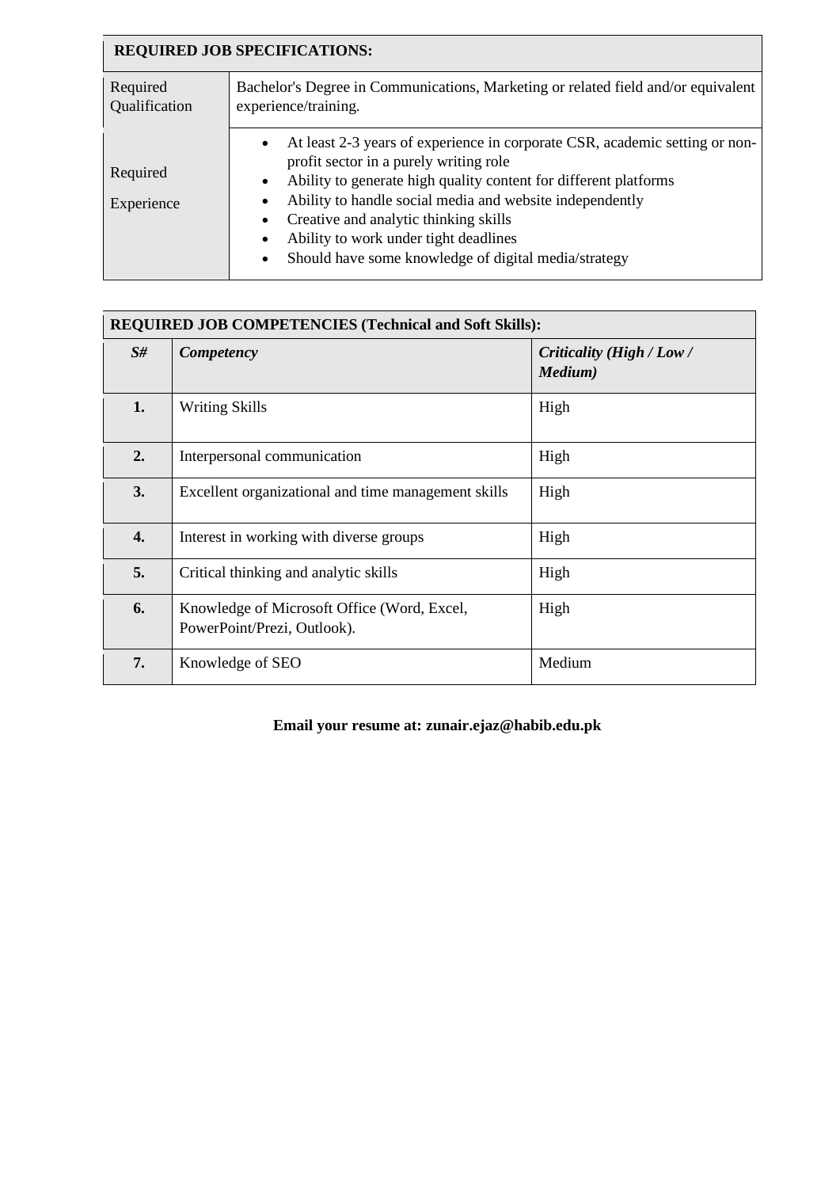| REQUIRED JOB SPECIFICATIONS: | |
|---|---|
| Required Qualification | Bachelor's Degree in Communications, Marketing or related field and/or equivalent experience/training. |
| Required Experience | • At least 2-3 years of experience in corporate CSR, academic setting or non-profit sector in a purely writing role<br>• Ability to generate high quality content for different platforms<br>• Ability to handle social media and website independently<br>• Creative and analytic thinking skills<br>• Ability to work under tight deadlines<br>• Should have some knowledge of digital media/strategy |

**REQUIRED JOB COMPETENCIES (Technical and Soft Skills):**

| *S#* | *Competency* | *Criticality (High / Low / Medium)* |
|---|---|---|
| **1.** | Writing Skills | High |
| **2.** | Interpersonal communication | High |
| **3.** | Excellent organizational and time management skills | High |
| **4.** | Interest in working with diverse groups | High |
| **5.** | Critical thinking and analytic skills | High |
| **6.** | Knowledge of Microsoft Office (Word, Excel, PowerPoint/Prezi, Outlook). | High |
| **7.** | Knowledge of SEO | Medium |

**Email your resume at: zunair.ejaz@habib.edu.pk**